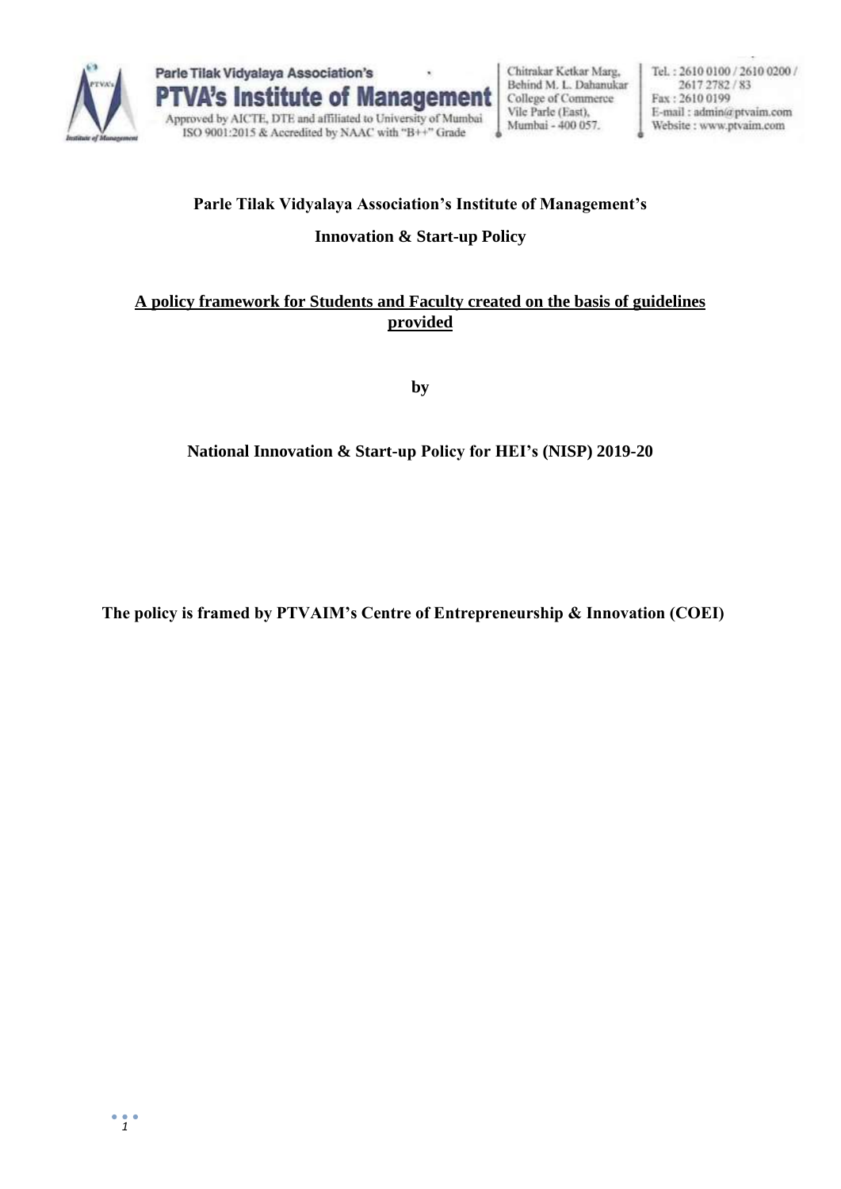Parle Tilak Vidyalaya Association's

**PTVA's Institute of Management**

Approved by AICTE, DTE and affiliated to University of Mumbai
ISO 9001:2015 & Accredited by NAAC with "B++" Grade

Chitrakar Ketkar Marg, Behind M. L. Dahanukar College of Commerce Vile Parle (East), Mumbai - 400 057.

Tel. : 2610 0100 / 2610 0200 / 2617 2782 / 83
Fax : 2610 0199
E-mail : admin@ptvaim.com
Website : www.ptvaim.com

# Parle Tilak Vidyalaya Association's Institute of Management's

## Innovation & Start-up Policy

**<u>A policy framework for Students and Faculty created on the basis of guidelines provided</u>**

**by**

**National Innovation & Start-up Policy for HEI's (NISP) 2019-20**

**The policy is framed by PTVAIM's Centre of Entrepreneurship & Innovation (COEI)**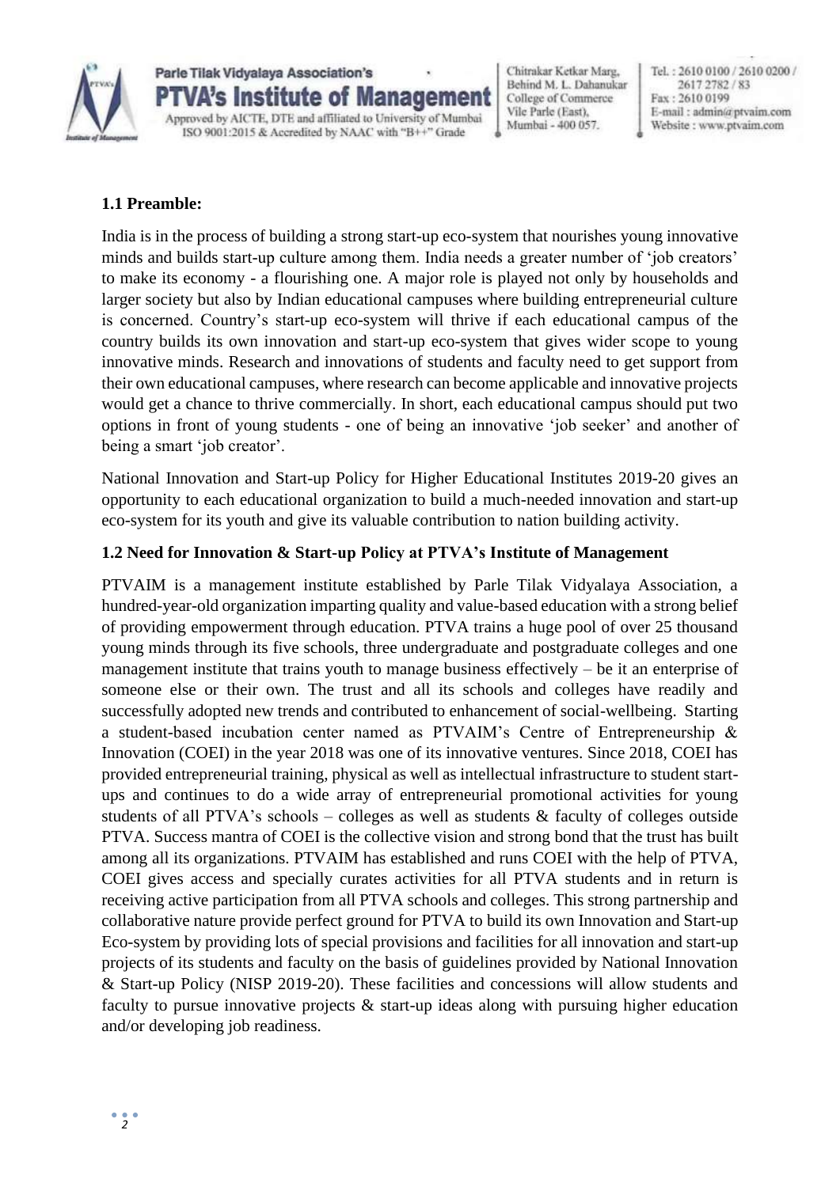### 1.1 Preamble:

India is in the process of building a strong start-up eco-system that nourishes young innovative minds and builds start-up culture among them. India needs a greater number of 'job creators' to make its economy - a flourishing one. A major role is played not only by households and larger society but also by Indian educational campuses where building entrepreneurial culture is concerned. Country's start-up eco-system will thrive if each educational campus of the country builds its own innovation and start-up eco-system that gives wider scope to young innovative minds. Research and innovations of students and faculty need to get support from their own educational campuses, where research can become applicable and innovative projects would get a chance to thrive commercially. In short, each educational campus should put two options in front of young students - one of being an innovative 'job seeker' and another of being a smart 'job creator'.

National Innovation and Start-up Policy for Higher Educational Institutes 2019-20 gives an opportunity to each educational organization to build a much-needed innovation and start-up eco-system for its youth and give its valuable contribution to nation building activity.

### 1.2 Need for Innovation & Start-up Policy at PTVA's Institute of Management

PTVAIM is a management institute established by Parle Tilak Vidyalaya Association, a hundred-year-old organization imparting quality and value-based education with a strong belief of providing empowerment through education. PTVA trains a huge pool of over 25 thousand young minds through its five schools, three undergraduate and postgraduate colleges and one management institute that trains youth to manage business effectively – be it an enterprise of someone else or their own. The trust and all its schools and colleges have readily and successfully adopted new trends and contributed to enhancement of social-wellbeing. Starting a student-based incubation center named as PTVAIM's Centre of Entrepreneurship & Innovation (COEI) in the year 2018 was one of its innovative ventures. Since 2018, COEI has provided entrepreneurial training, physical as well as intellectual infrastructure to student start-ups and continues to do a wide array of entrepreneurial promotional activities for young students of all PTVA's schools – colleges as well as students & faculty of colleges outside PTVA. Success mantra of COEI is the collective vision and strong bond that the trust has built among all its organizations. PTVAIM has established and runs COEI with the help of PTVA, COEI gives access and specially curates activities for all PTVA students and in return is receiving active participation from all PTVA schools and colleges. This strong partnership and collaborative nature provide perfect ground for PTVA to build its own Innovation and Start-up Eco-system by providing lots of special provisions and facilities for all innovation and start-up projects of its students and faculty on the basis of guidelines provided by National Innovation & Start-up Policy (NISP 2019-20). These facilities and concessions will allow students and faculty to pursue innovative projects & start-up ideas along with pursuing higher education and/or developing job readiness.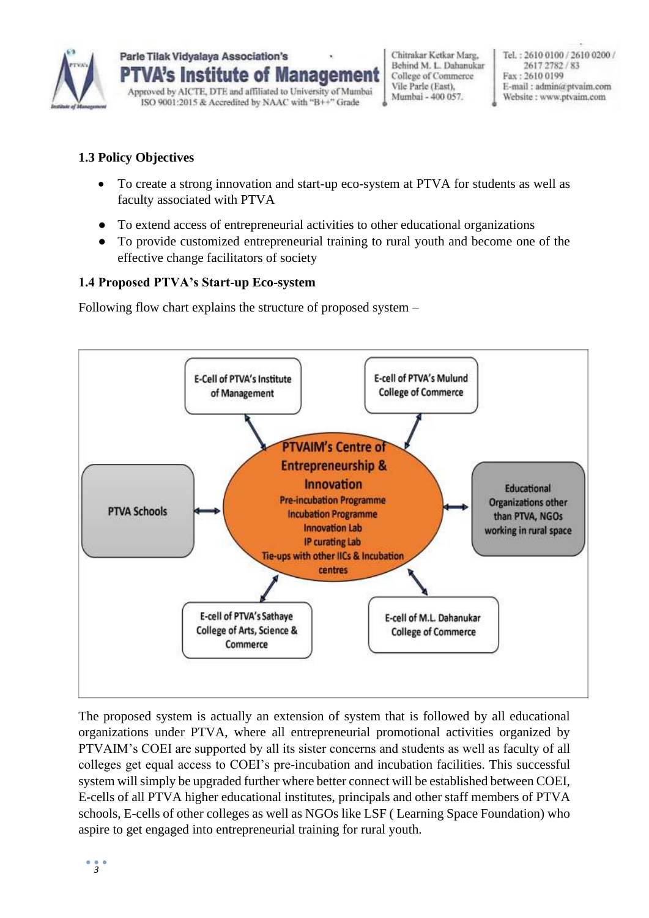### 1.3 Policy Objectives

- To create a strong innovation and start-up eco-system at PTVA for students as well as faculty associated with PTVA
- To extend access of entrepreneurial activities to other educational organizations
- To provide customized entrepreneurial training to rural youth and become one of the effective change facilitators of society

### 1.4 Proposed PTVA's Start-up Eco-system

Following flow chart explains the structure of proposed system –

E-Cell of PTVA's Institute of Management

E-cell of PTVA's Mulund College of Commerce

PTVA Schools

PTVAIM's Centre of Entrepreneurship & Innovation
Pre-incubation Programme
Incubation Programme
Innovation Lab
IP curating Lab
Tie-ups with other IICs & Incubation centres

Educational Organizations other than PTVA, NGOs working in rural space

E-cell of PTVA's Sathaye College of Arts, Science & Commerce

E-cell of M.L. Dahanukar College of Commerce

The proposed system is actually an extension of system that is followed by all educational organizations under PTVA, where all entrepreneurial promotional activities organized by PTVAIM's COEI are supported by all its sister concerns and students as well as faculty of all colleges get equal access to COEI's pre-incubation and incubation facilities. This successful system will simply be upgraded further where better connect will be established between COEI, E-cells of all PTVA higher educational institutes, principals and other staff members of PTVA schools, E-cells of other colleges as well as NGOs like LSF ( Learning Space Foundation) who aspire to get engaged into entrepreneurial training for rural youth.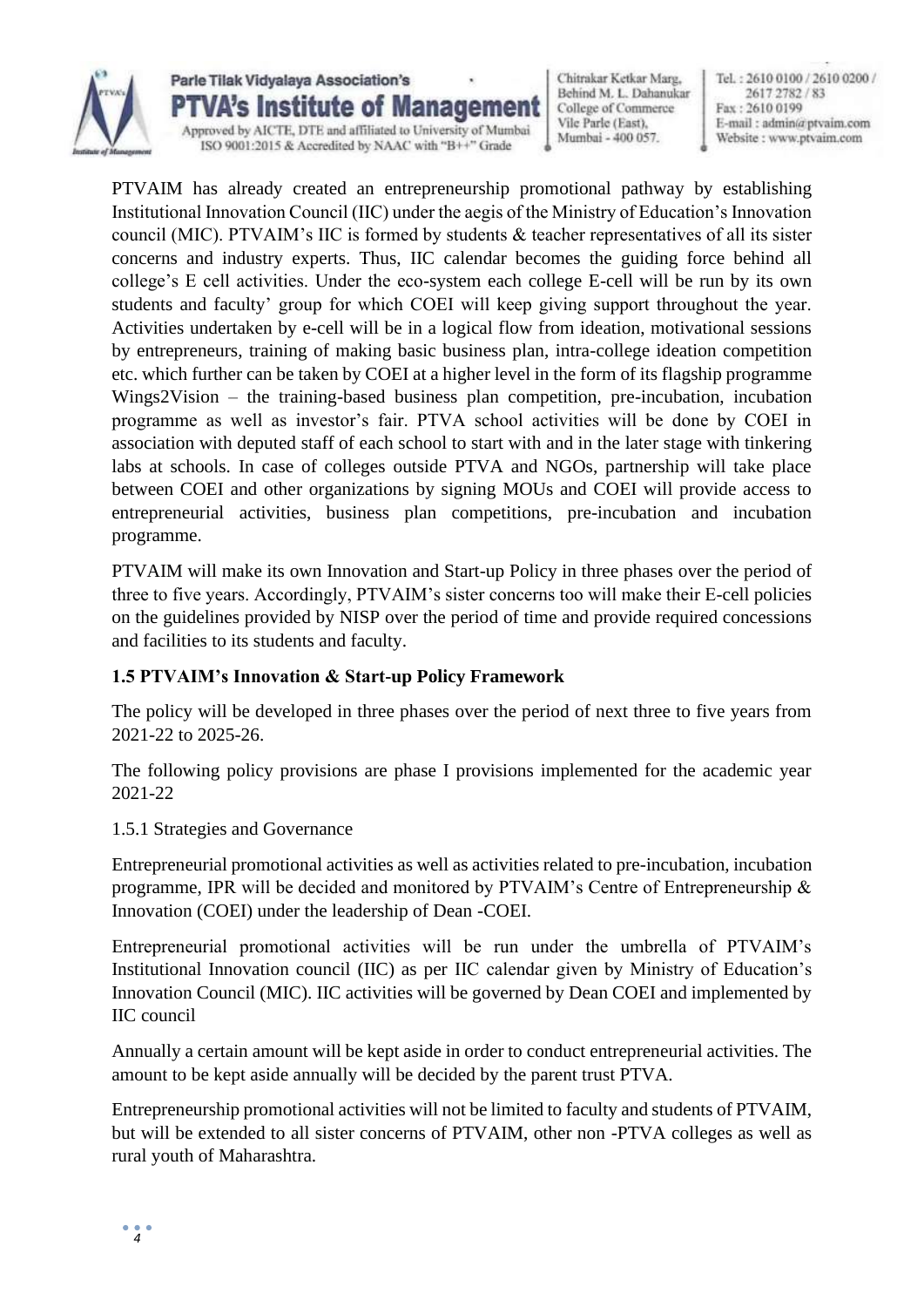PTVAIM has already created an entrepreneurship promotional pathway by establishing Institutional Innovation Council (IIC) under the aegis of the Ministry of Education's Innovation council (MIC). PTVAIM's IIC is formed by students & teacher representatives of all its sister concerns and industry experts. Thus, IIC calendar becomes the guiding force behind all college's E cell activities. Under the eco-system each college E-cell will be run by its own students and faculty' group for which COEI will keep giving support throughout the year. Activities undertaken by e-cell will be in a logical flow from ideation, motivational sessions by entrepreneurs, training of making basic business plan, intra-college ideation competition etc. which further can be taken by COEI at a higher level in the form of its flagship programme Wings2Vision – the training-based business plan competition, pre-incubation, incubation programme as well as investor's fair. PTVA school activities will be done by COEI in association with deputed staff of each school to start with and in the later stage with tinkering labs at schools. In case of colleges outside PTVA and NGOs, partnership will take place between COEI and other organizations by signing MOUs and COEI will provide access to entrepreneurial activities, business plan competitions, pre-incubation and incubation programme.

PTVAIM will make its own Innovation and Start-up Policy in three phases over the period of three to five years. Accordingly, PTVAIM's sister concerns too will make their E-cell policies on the guidelines provided by NISP over the period of time and provide required concessions and facilities to its students and faculty.

**1.5 PTVAIM's Innovation & Start-up Policy Framework**

The policy will be developed in three phases over the period of next three to five years from 2021-22 to 2025-26.

The following policy provisions are phase I provisions implemented for the academic year 2021-22

1.5.1 Strategies and Governance

Entrepreneurial promotional activities as well as activities related to pre-incubation, incubation programme, IPR will be decided and monitored by PTVAIM's Centre of Entrepreneurship & Innovation (COEI) under the leadership of Dean -COEI.

Entrepreneurial promotional activities will be run under the umbrella of PTVAIM's Institutional Innovation council (IIC) as per IIC calendar given by Ministry of Education's Innovation Council (MIC). IIC activities will be governed by Dean COEI and implemented by IIC council

Annually a certain amount will be kept aside in order to conduct entrepreneurial activities. The amount to be kept aside annually will be decided by the parent trust PTVA.

Entrepreneurship promotional activities will not be limited to faculty and students of PTVAIM, but will be extended to all sister concerns of PTVAIM, other non -PTVA colleges as well as rural youth of Maharashtra.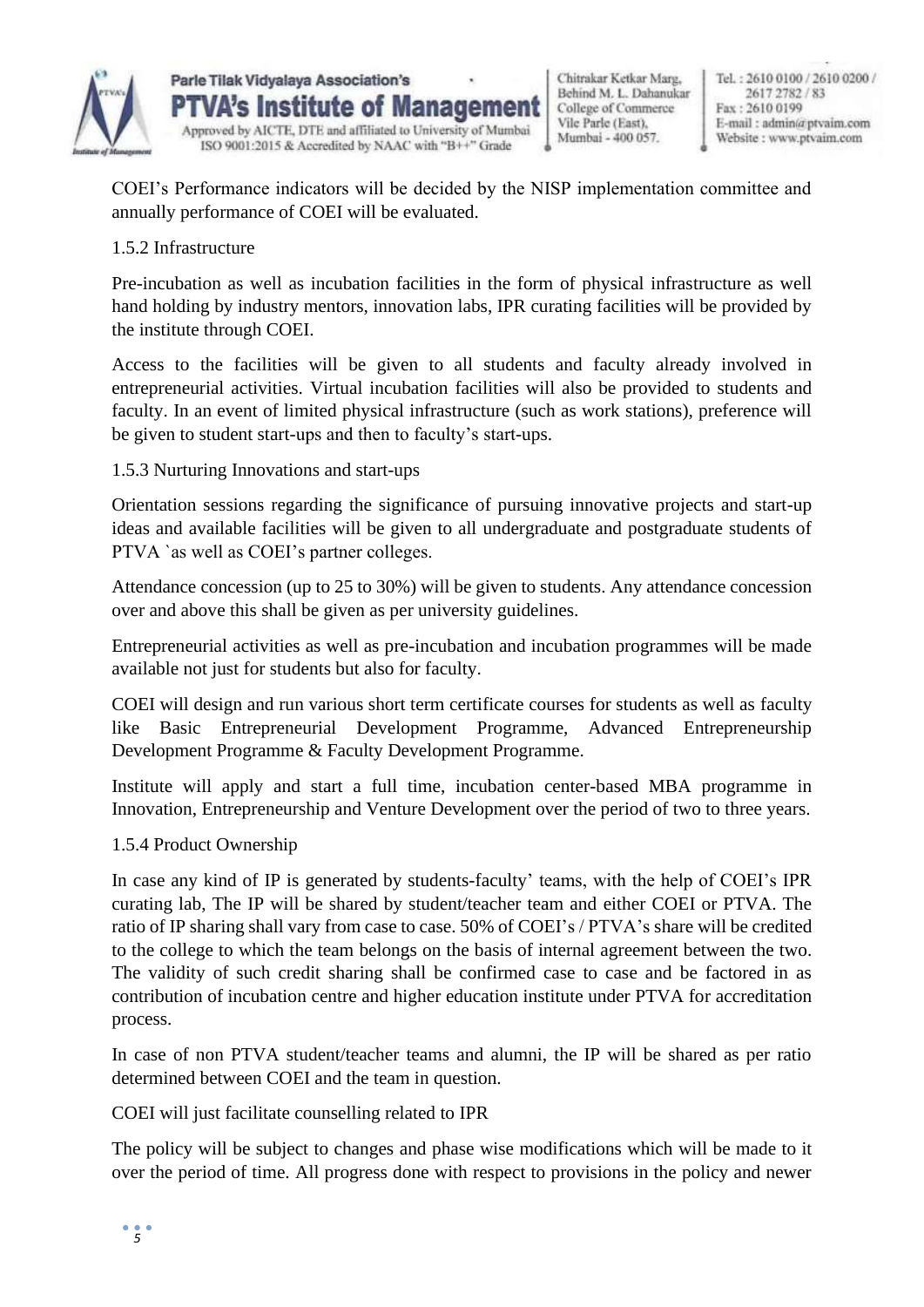COEI's Performance indicators will be decided by the NISP implementation committee and annually performance of COEI will be evaluated.

1.5.2 Infrastructure

Pre-incubation as well as incubation facilities in the form of physical infrastructure as well hand holding by industry mentors, innovation labs, IPR curating facilities will be provided by the institute through COEI.

Access to the facilities will be given to all students and faculty already involved in entrepreneurial activities. Virtual incubation facilities will also be provided to students and faculty. In an event of limited physical infrastructure (such as work stations), preference will be given to student start-ups and then to faculty's start-ups.

1.5.3 Nurturing Innovations and start-ups

Orientation sessions regarding the significance of pursuing innovative projects and start-up ideas and available facilities will be given to all undergraduate and postgraduate students of PTVA `as well as COEI's partner colleges.

Attendance concession (up to 25 to 30%) will be given to students. Any attendance concession over and above this shall be given as per university guidelines.

Entrepreneurial activities as well as pre-incubation and incubation programmes will be made available not just for students but also for faculty.

COEI will design and run various short term certificate courses for students as well as faculty like Basic Entrepreneurial Development Programme, Advanced Entrepreneurship Development Programme & Faculty Development Programme.

Institute will apply and start a full time, incubation center-based MBA programme in Innovation, Entrepreneurship and Venture Development over the period of two to three years.

1.5.4 Product Ownership

In case any kind of IP is generated by students-faculty' teams, with the help of COEI's IPR curating lab, The IP will be shared by student/teacher team and either COEI or PTVA. The ratio of IP sharing shall vary from case to case. 50% of COEI's / PTVA's share will be credited to the college to which the team belongs on the basis of internal agreement between the two. The validity of such credit sharing shall be confirmed case to case and be factored in as contribution of incubation centre and higher education institute under PTVA for accreditation process.

In case of non PTVA student/teacher teams and alumni, the IP will be shared as per ratio determined between COEI and the team in question.

COEI will just facilitate counselling related to IPR

The policy will be subject to changes and phase wise modifications which will be made to it over the period of time. All progress done with respect to provisions in the policy and newer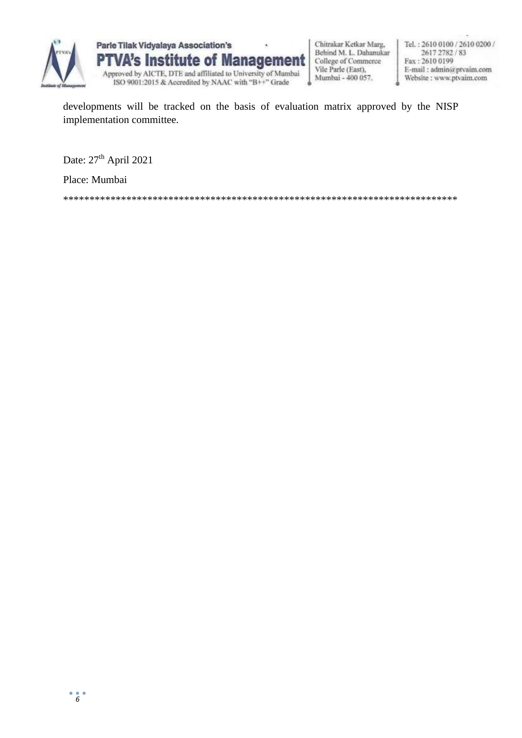developments will be tracked on the basis of evaluation matrix approved by the NISP implementation committee.

Date: 27th April 2021

Place: Mumbai

****************************************************************************